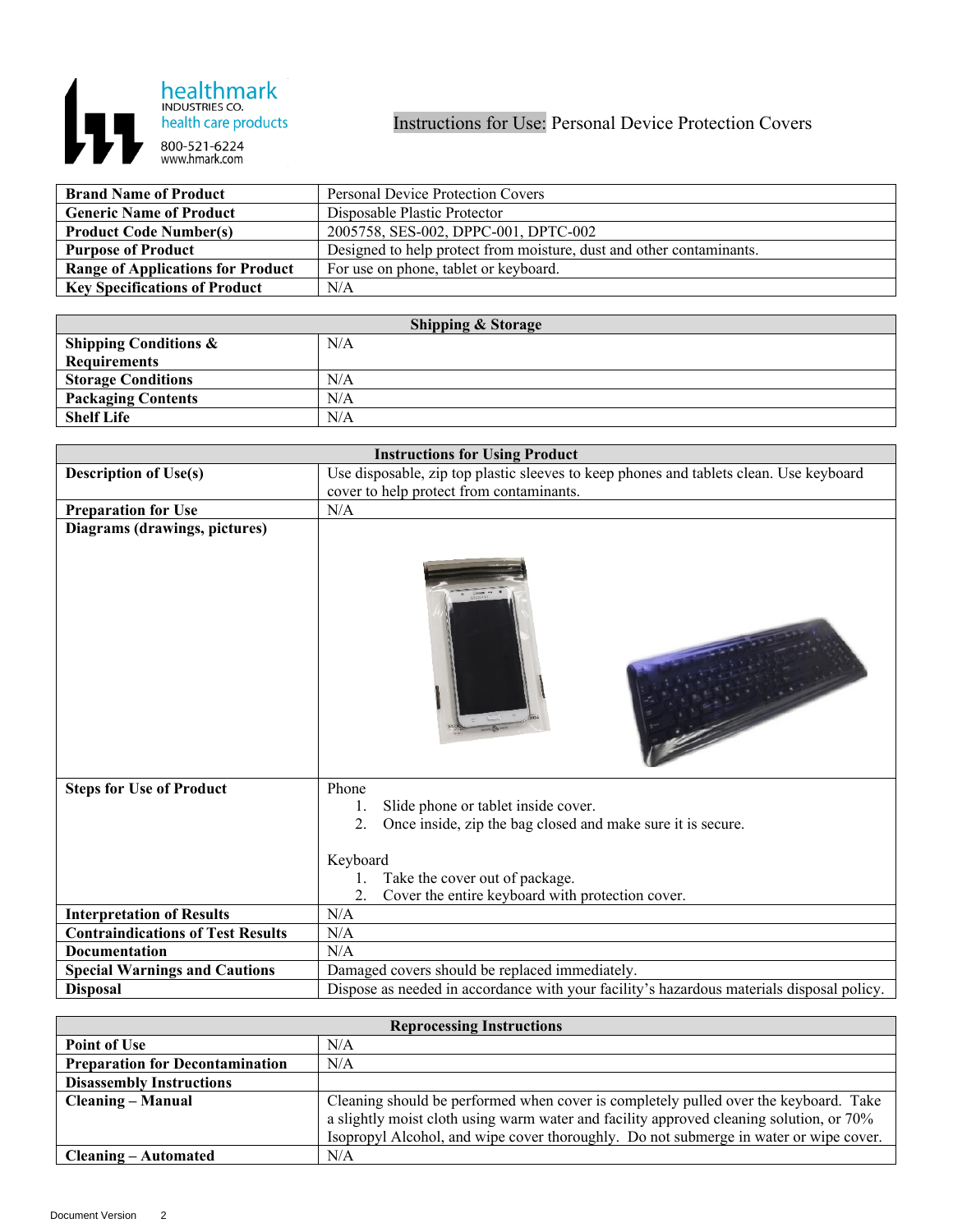healthmark INDUSTRIES CO. health care products 800-521-6224 www.hmark.com

# Instructions for Use: Personal Device Protection Covers

| Brand Name of Product | Personal Device Protection Covers |
|---|---|
| Generic Name of Product | Disposable Plastic Protector |
| Product Code Number(s) | 2005758, SES-002, DPPC-001, DPTC-002 |
| Purpose of Product | Designed to help protect from moisture, dust and other contaminants. |
| Range of Applications for Product | For use on phone, tablet or keyboard. |
| Key Specifications of Product | N/A |

| Shipping & Storage | |
|---|---|
| Shipping Conditions & Requirements | N/A |
| Storage Conditions | N/A |
| Packaging Contents | N/A |
| Shelf Life | N/A |

| Instructions for Using Product | |
|---|---|
| Description of Use(s) | Use disposable, zip top plastic sleeves to keep phones and tablets clean. Use keyboard cover to help protect from contaminants. |
| Preparation for Use | N/A |
| Diagrams (drawings, pictures) | |
| Steps for Use of Product | Phone<br>1. Slide phone or tablet inside cover.<br>2. Once inside, zip the bag closed and make sure it is secure.<br><br>Keyboard<br>1. Take the cover out of package.<br>2. Cover the entire keyboard with protection cover. |
| Interpretation of Results | N/A |
| Contraindications of Test Results | N/A |
| Documentation | N/A |
| Special Warnings and Cautions | Damaged covers should be replaced immediately. |
| Disposal | Dispose as needed in accordance with your facility's hazardous materials disposal policy. |

| Reprocessing Instructions | |
|---|---|
| Point of Use | N/A |
| Preparation for Decontamination | N/A |
| Disassembly Instructions | |
| Cleaning – Manual | Cleaning should be performed when cover is completely pulled over the keyboard. Take a slightly moist cloth using warm water and facility approved cleaning solution, or 70% Isopropyl Alcohol, and wipe cover thoroughly. Do not submerge in water or wipe cover. |
| Cleaning – Automated | N/A |

Document Version 2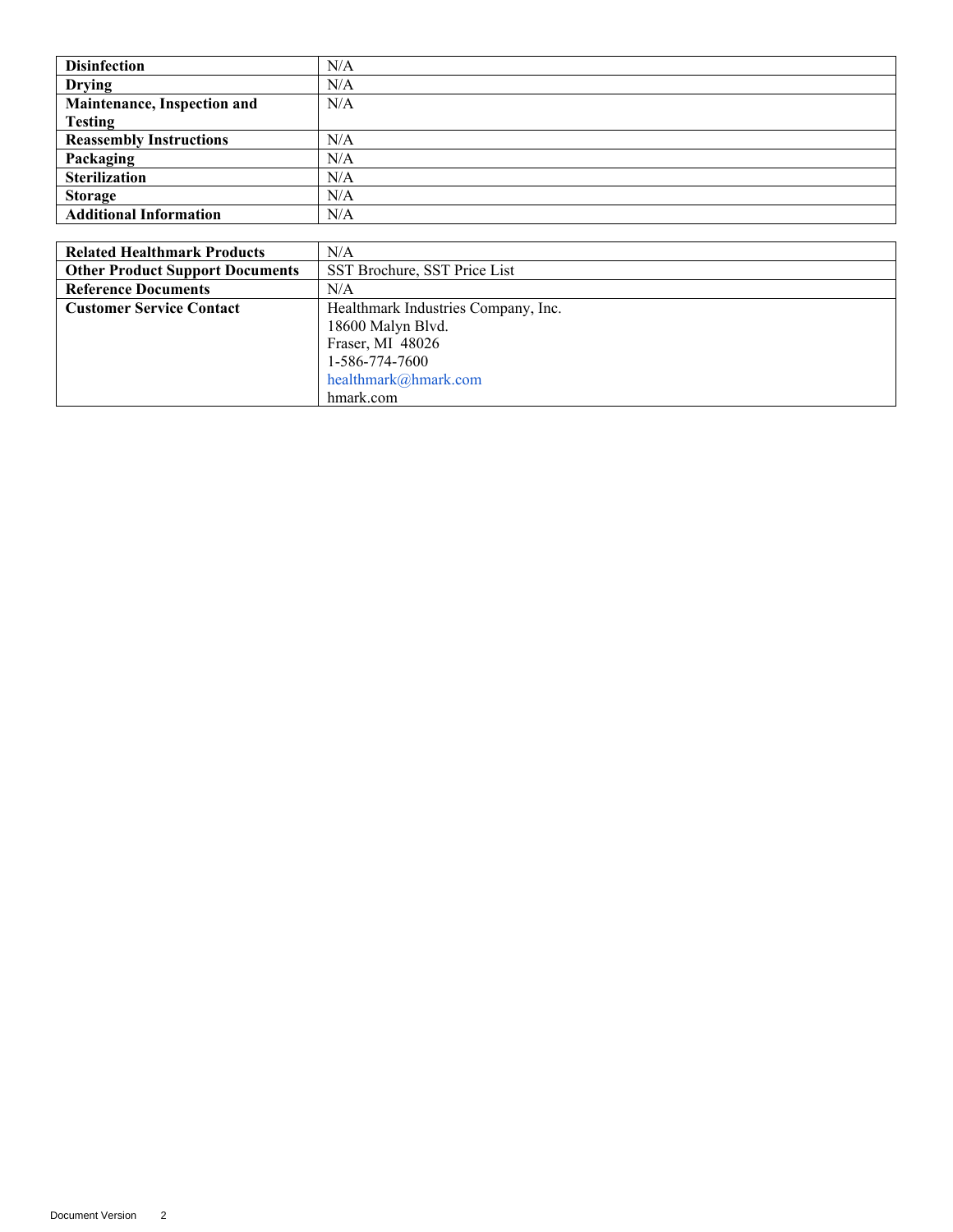| | |
|---|---|
| **Disinfection** | N/A |
| **Drying** | N/A |
| **Maintenance, Inspection and Testing** | N/A |
| **Reassembly Instructions** | N/A |
| **Packaging** | N/A |
| **Sterilization** | N/A |
| **Storage** | N/A |
| **Additional Information** | N/A |

| | |
|---|---|
| **Related Healthmark Products** | N/A |
| **Other Product Support Documents** | SST Brochure, SST Price List |
| **Reference Documents** | N/A |
| **Customer Service Contact** | Healthmark Industries Company, Inc.<br>18600 Malyn Blvd.<br>Fraser, MI 48026<br>1-586-774-7600<br>healthmark@hmark.com<br>hmark.com |

Document Version 2